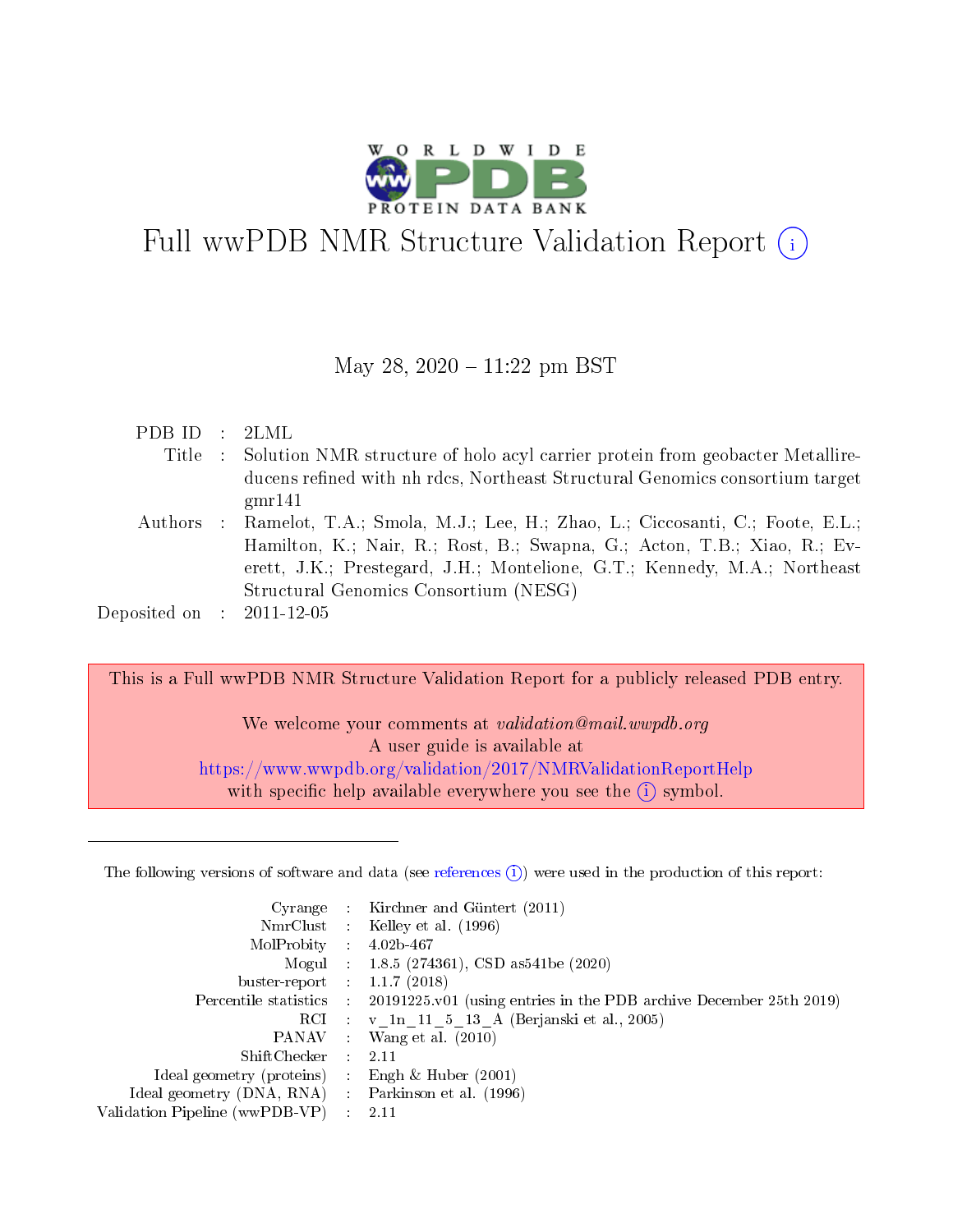# Full wwPDB NMR Structure Validation Report (i)

May 28, 2020 – 11:22 pm BST

| | | |
|---|---|---|
| PDB ID | : | 2LML |
| Title | : | Solution NMR structure of holo acyl carrier protein from geobacter Metallireducens refined with nh rdcs, Northeast Structural Genomics consortium target gmr141 |
| Authors | : | Ramelot, T.A.; Smola, M.J.; Lee, H.; Zhao, L.; Ciccosanti, C.; Foote, E.L.; Hamilton, K.; Nair, R.; Rost, B.; Swapna, G.; Acton, T.B.; Xiao, R.; Everett, J.K.; Prestegard, J.H.; Montelione, G.T.; Kennedy, M.A.; Northeast Structural Genomics Consortium (NESG) |
| Deposited on | : | 2011-12-05 |

This is a Full wwPDB NMR Structure Validation Report for a publicly released PDB entry.

We welcome your comments at *validation@mail.wwpdb.org*
A user guide is available at
https://www.wwpdb.org/validation/2017/NMRValidationReportHelp
with specific help available everywhere you see the (i) symbol.

The following versions of software and data (see references (i)) were used in the production of this report:

| | | |
|---|---|---|
| Cyrange | : | Kirchner and Güntert (2011) |
| NmrClust | : | Kelley et al. (1996) |
| MolProbity | : | 4.02b-467 |
| Mogul | : | 1.8.5 (274361), CSD as541be (2020) |
| buster-report | : | 1.1.7 (2018) |
| Percentile statistics | : | 20191225.v01 (using entries in the PDB archive December 25th 2019) |
| RCI | : | v_1n_11_5_13_A (Berjanski et al., 2005) |
| PANAV | : | Wang et al. (2010) |
| ShiftChecker | : | 2.11 |
| Ideal geometry (proteins) | : | Engh & Huber (2001) |
| Ideal geometry (DNA, RNA) | : | Parkinson et al. (1996) |
| Validation Pipeline (wwPDB-VP) | : | 2.11 |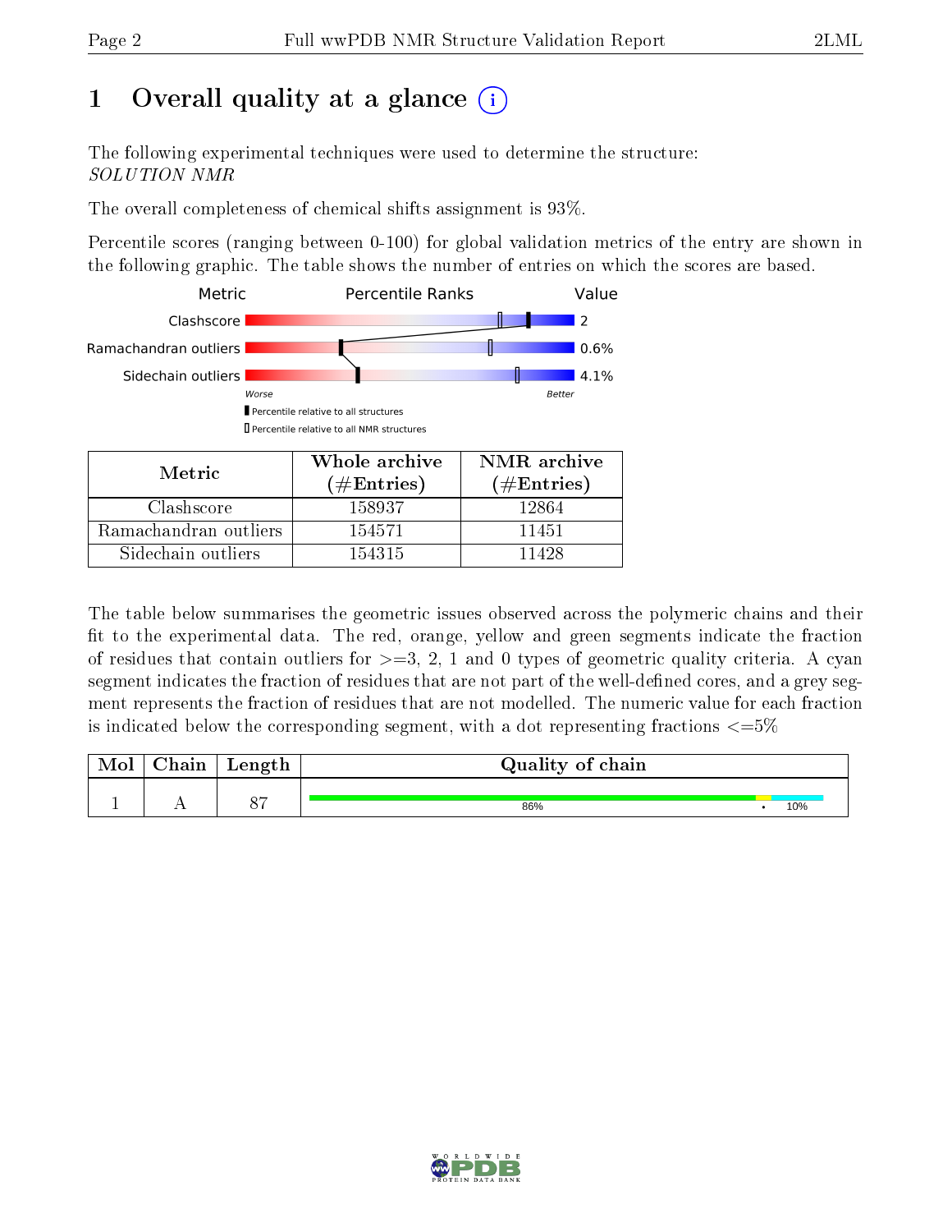# 1 Overall quality at a glance (i)

The following experimental techniques were used to determine the structure:
*SOLUTION NMR*

The overall completeness of chemical shifts assignment is 93%.

Percentile scores (ranging between 0-100) for global validation metrics of the entry are shown in the following graphic. The table shows the number of entries on which the scores are based.

| Metric | Percentile Ranks | Value |
|---|---|---|
| Clashscore | | 2 |
| Ramachandran outliers | | 0.6% |
| Sidechain outliers | | 4.1% |

Worse — Better

▮ Percentile relative to all structures

▯ Percentile relative to all NMR structures

| Metric | Whole archive (#Entries) | NMR archive (#Entries) |
|---|---|---|
| Clashscore | 158937 | 12864 |
| Ramachandran outliers | 154571 | 11451 |
| Sidechain outliers | 154315 | 11428 |

The table below summarises the geometric issues observed across the polymeric chains and their fit to the experimental data. The red, orange, yellow and green segments indicate the fraction of residues that contain outliers for >=3, 2, 1 and 0 types of geometric quality criteria. A cyan segment indicates the fraction of residues that are not part of the well-defined cores, and a grey segment represents the fraction of residues that are not modelled. The numeric value for each fraction is indicated below the corresponding segment, with a dot representing fractions <=5%

| Mol | Chain | Length | Quality of chain |
|---|---|---|---|
| 1 | A | 87 | 86% • 10% |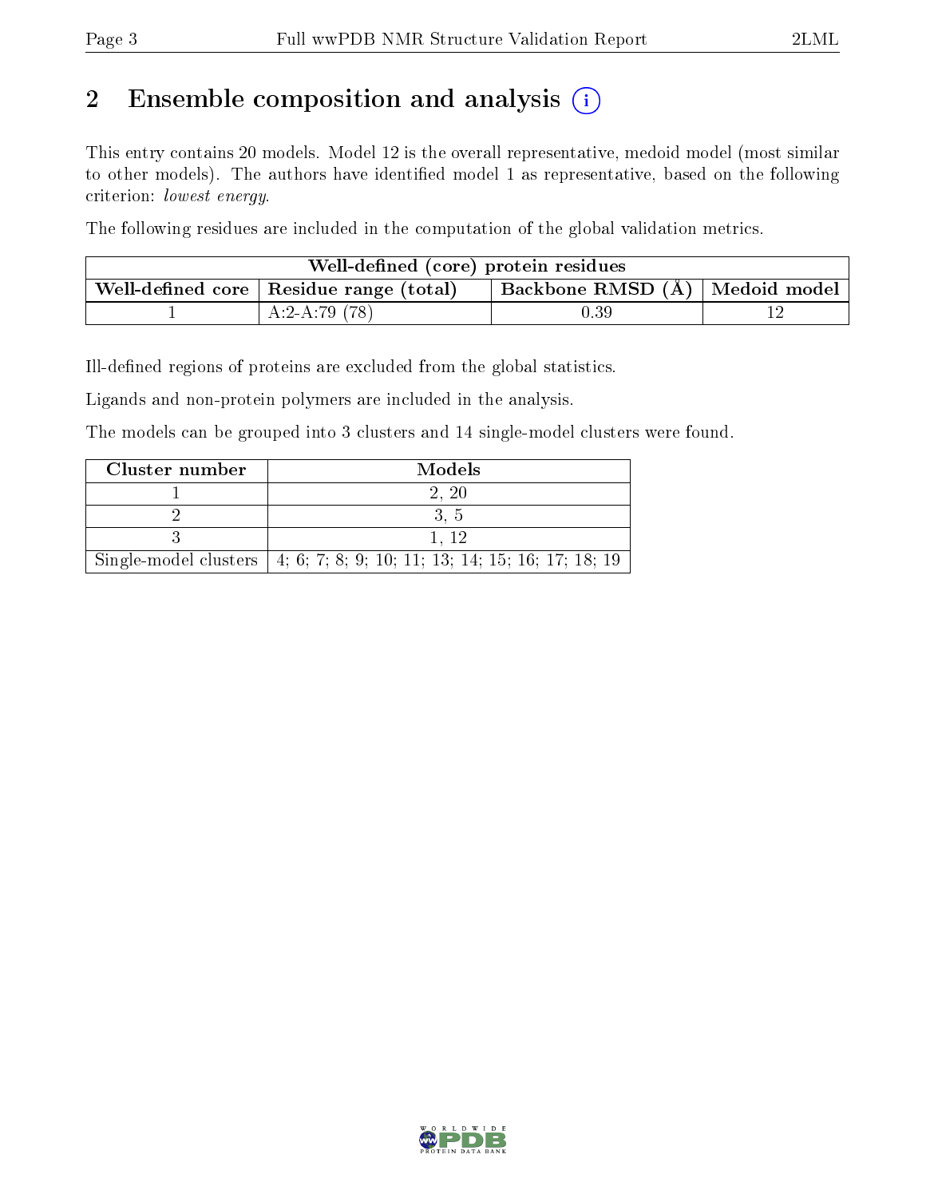## 2 Ensemble composition and analysis

This entry contains 20 models. Model 12 is the overall representative, medoid model (most similar to other models). The authors have identified model 1 as representative, based on the following criterion: *lowest energy*.

The following residues are included in the computation of the global validation metrics.

| Well-defined (core) protein residues | | | |
|---|---|---|---|
| Well-defined core | Residue range (total) | Backbone RMSD (Å) | Medoid model |
| 1 | A:2-A:79 (78) | 0.39 | 12 |

Ill-defined regions of proteins are excluded from the global statistics.

Ligands and non-protein polymers are included in the analysis.

The models can be grouped into 3 clusters and 14 single-model clusters were found.

| Cluster number | Models |
|---|---|
| 1 | 2, 20 |
| 2 | 3, 5 |
| 3 | 1, 12 |
| Single-model clusters | 4; 6; 7; 8; 9; 10; 11; 13; 14; 15; 16; 17; 18; 19 |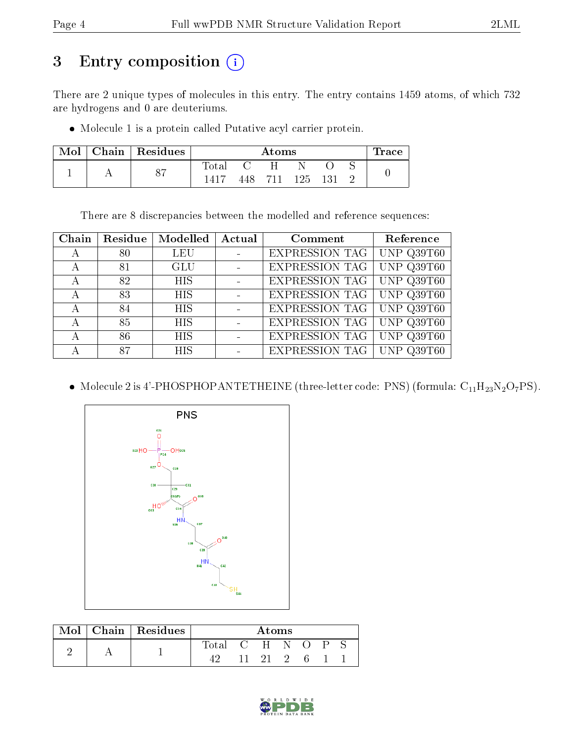# 3 Entry composition

There are 2 unique types of molecules in this entry. The entry contains 1459 atoms, of which 732 are hydrogens and 0 are deuteriums.

- Molecule 1 is a protein called Putative acyl carrier protein.

| Mol | Chain | Residues | Atoms | | | | | | Trace |
|---|---|---|---|---|---|---|---|---|---|
| | | | Total | C | H | N | O | S | |
| 1 | A | 87 | 1417 | 448 | 711 | 125 | 131 | 2 | 0 |

There are 8 discrepancies between the modelled and reference sequences:

| Chain | Residue | Modelled | Actual | Comment | Reference |
|---|---|---|---|---|---|
| A | 80 | LEU | - | EXPRESSION TAG | UNP Q39T60 |
| A | 81 | GLU | - | EXPRESSION TAG | UNP Q39T60 |
| A | 82 | HIS | - | EXPRESSION TAG | UNP Q39T60 |
| A | 83 | HIS | - | EXPRESSION TAG | UNP Q39T60 |
| A | 84 | HIS | - | EXPRESSION TAG | UNP Q39T60 |
| A | 85 | HIS | - | EXPRESSION TAG | UNP Q39T60 |
| A | 86 | HIS | - | EXPRESSION TAG | UNP Q39T60 |
| A | 87 | HIS | - | EXPRESSION TAG | UNP Q39T60 |

- Molecule 2 is 4'-PHOSPHOPANTETHEINE (three-letter code: PNS) (formula: $C_{11}H_{23}N_2O_7PS$).

| Mol | Chain | Residues | Atoms | | | | | | |
|---|---|---|---|---|---|---|---|---|---|
| | | | Total | C | H | N | O | P | S |
| 2 | A | 1 | 42 | 11 | 21 | 2 | 6 | 1 | 1 |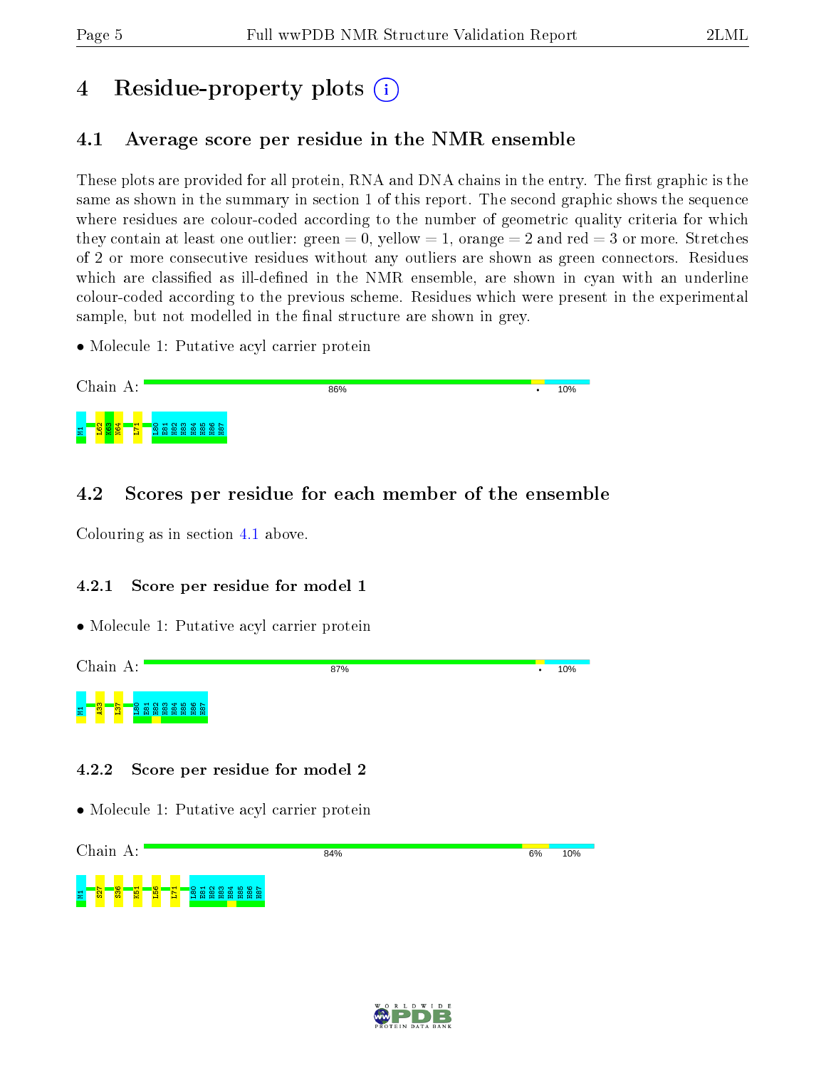# 4 Residue-property plots

## 4.1 Average score per residue in the NMR ensemble

These plots are provided for all protein, RNA and DNA chains in the entry. The first graphic is the same as shown in the summary in section 1 of this report. The second graphic shows the sequence where residues are colour-coded according to the number of geometric quality criteria for which they contain at least one outlier: green = 0, yellow = 1, orange = 2 and red = 3 or more. Stretches of 2 or more consecutive residues without any outliers are shown as green connectors. Residues which are classified as ill-defined in the NMR ensemble, are shown in cyan with an underline colour-coded according to the previous scheme. Residues which were present in the experimental sample, but not modelled in the final structure are shown in grey.

- Molecule 1: Putative acyl carrier protein

Chain A: 86% • 10%

M1 L62 K63 N64 L71 L80 E81 H82 H83 H84 H85 H86 H87

## 4.2 Scores per residue for each member of the ensemble

Colouring as in section 4.1 above.

### 4.2.1 Score per residue for model 1

- Molecule 1: Putative acyl carrier protein

Chain A: 87% • 10%

M1 A33 L37 L80 E81 H82 H83 H84 H85 H86 H87

### 4.2.2 Score per residue for model 2

- Molecule 1: Putative acyl carrier protein

Chain A: 84% 6% 10%

M1 S27 S36 K51 L56 L71 L80 E81 H82 H83 H84 H85 H86 H87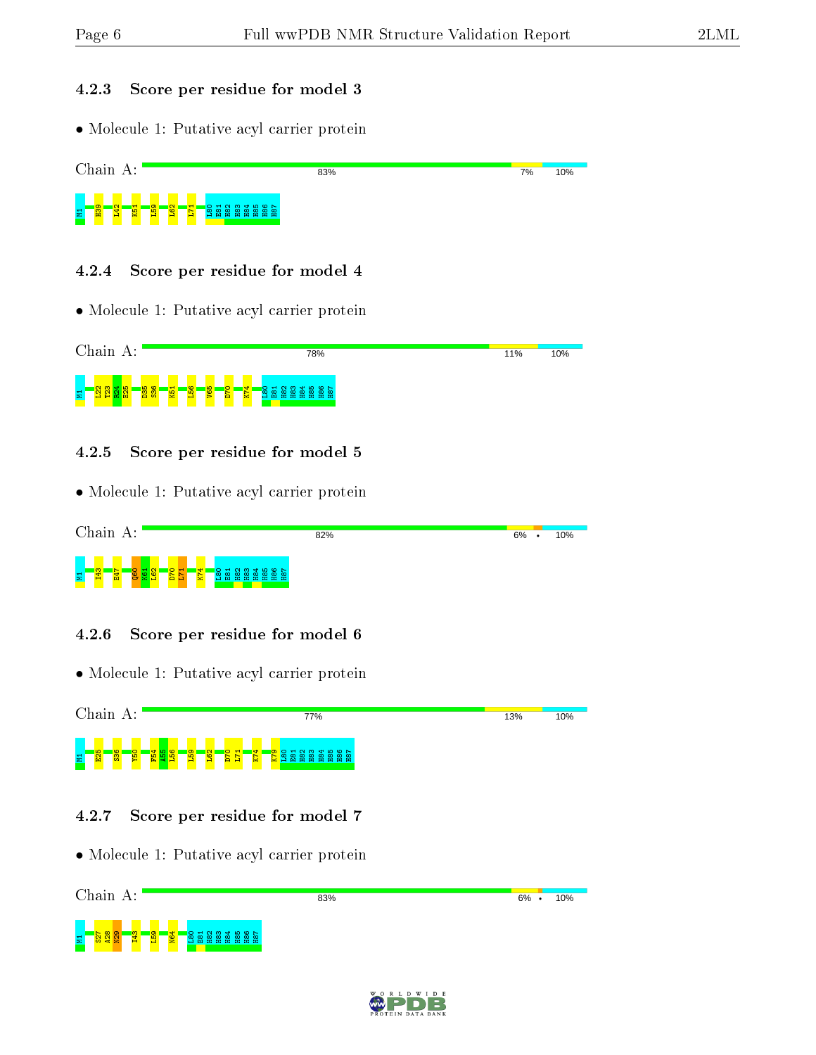### 4.2.3 Score per residue for model 3

- Molecule 1: Putative acyl carrier protein

Chain A: 83% | 7% | 10%

M1 H39 I42 K51 L59 L62 L71 L80 E81 H82 H83 H84 H85 H86 H87

### 4.2.4 Score per residue for model 4

- Molecule 1: Putative acyl carrier protein

Chain A: 78% | 11% | 10%

M1 L22 T23 R24 E25 D35 S36 K51 L56 V65 D70 K74 L80 E81 H82 H83 H84 H85 H86 H87

### 4.2.5 Score per residue for model 5

- Molecule 1: Putative acyl carrier protein

Chain A: 82% | 6% | • | 10%

M1 I43 E47 Q60 K61 L62 D70 L71 K74 L80 E81 H82 H83 H84 H85 H86 H87

### 4.2.6 Score per residue for model 6

- Molecule 1: Putative acyl carrier protein

Chain A: 77% | 13% | 10%

M1 E25 S36 Y50 F54 A55 L56 L59 L62 D70 L71 K74 K79 L80 E81 H82 H83 H84 H85 H86 H87

### 4.2.7 Score per residue for model 7

- Molecule 1: Putative acyl carrier protein

Chain A: 83% | 6% | • | 10%

M1 S27 A28 N29 I43 L59 N64 L80 E81 H82 H83 H84 H85 H86 H87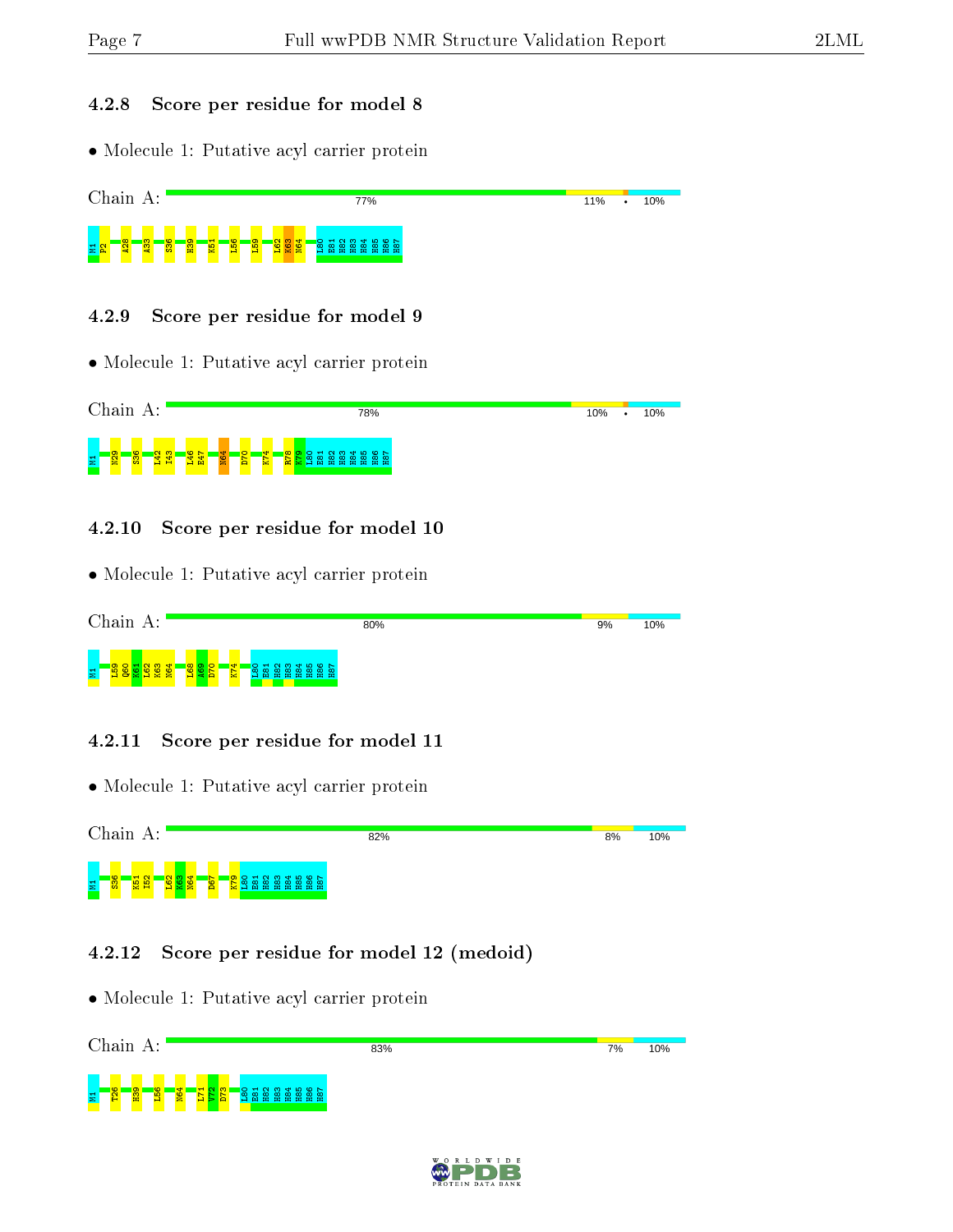### 4.2.8 Score per residue for model 8

- Molecule 1: Putative acyl carrier protein

Chain A: 77% 11% • 10%

M1 P2 A28 A33 S36 H39 K51 L56 L59 L62 K63 N64 L80 E81 H82 H83 H84 H85 H86 H87

### 4.2.9 Score per residue for model 9

- Molecule 1: Putative acyl carrier protein

Chain A: 78% 10% • 10%

M1 N29 S36 L42 I43 L46 E47 N64 D70 K74 R78 K79 L80 E81 H82 H83 H84 H85 H86 H87

### 4.2.10 Score per residue for model 10

- Molecule 1: Putative acyl carrier protein

Chain A: 80% 9% 10%

M1 L59 Q60 K61 L62 K63 N64 L68 A69 D70 K74 L80 E81 H82 H83 H84 H85 H86 H87

### 4.2.11 Score per residue for model 11

- Molecule 1: Putative acyl carrier protein

Chain A: 82% 8% 10%

M1 S36 K51 I52 L62 K63 N64 D67 K79 L80 E81 H82 H83 H84 H85 H86 H87

### 4.2.12 Score per residue for model 12 (medoid)

- Molecule 1: Putative acyl carrier protein

Chain A: 83% 7% 10%

M1 T26 H39 L56 N64 L71 V72 D73 L80 E81 H82 H83 H84 H85 H86 H87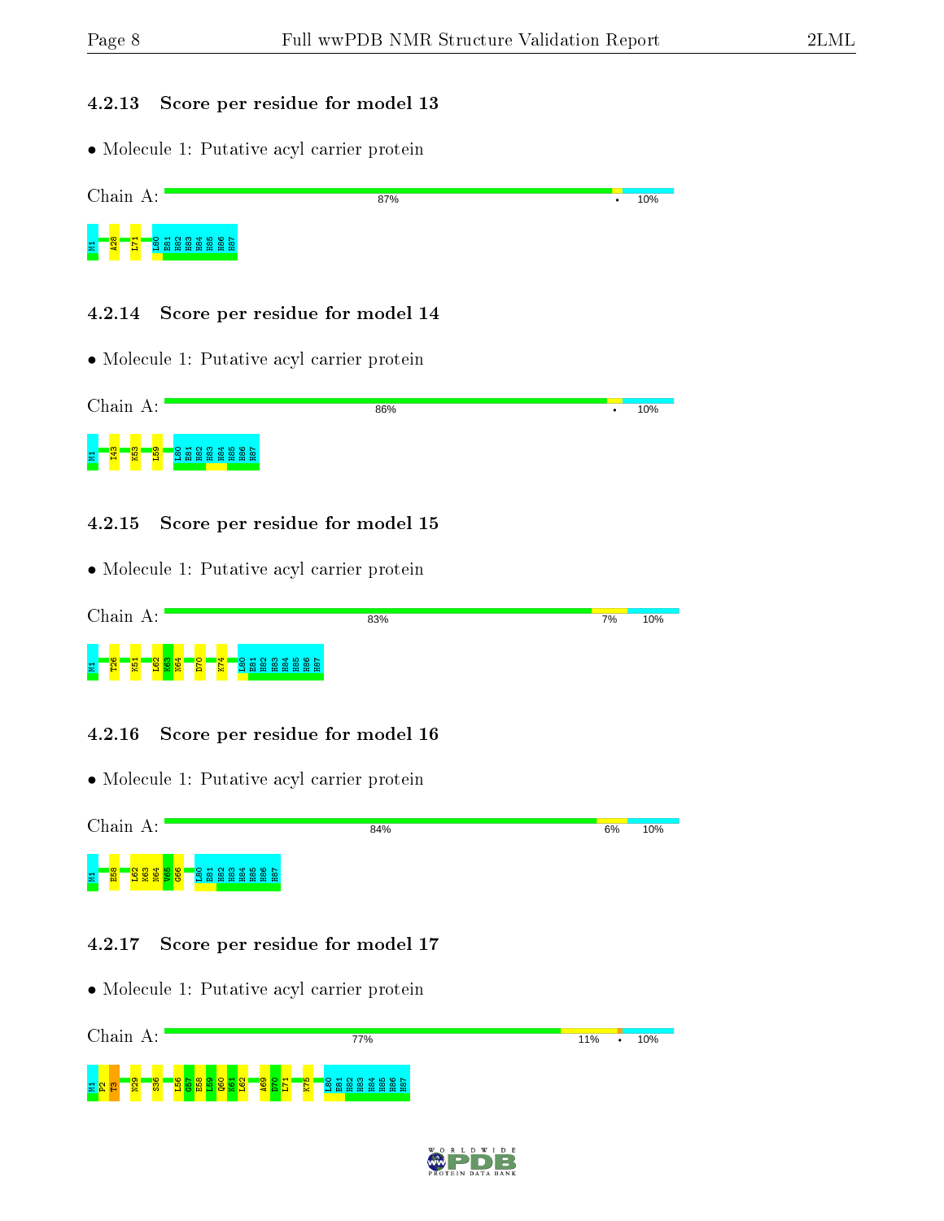### 4.2.13 Score per residue for model 13

- Molecule 1: Putative acyl carrier protein

Chain A: 87% • 10%

M1 A28 L71 L80 E81 H82 H83 H84 H85 H86 H87

### 4.2.14 Score per residue for model 14

- Molecule 1: Putative acyl carrier protein

Chain A: 86% • 10%

M1 I43 K53 L59 L80 E81 H82 H83 H84 H85 H86 H87

### 4.2.15 Score per residue for model 15

- Molecule 1: Putative acyl carrier protein

Chain A: 83% 7% 10%

M1 T26 K51 L62 K63 N64 D70 K74 L80 E81 H82 H83 H84 H85 H86 H87

### 4.2.16 Score per residue for model 16

- Molecule 1: Putative acyl carrier protein

Chain A: 84% 6% 10%

M1 E58 L62 K63 N64 V65 G66 L80 E81 H82 H83 H84 H85 H86 H87

### 4.2.17 Score per residue for model 17

- Molecule 1: Putative acyl carrier protein

Chain A: 77% 11% • 10%

M1 P2 T3 N29 S36 L56 G57 E58 L59 Q60 K61 L62 A69 D70 L71 K75 L80 E81 H82 H83 H84 H85 H86 H87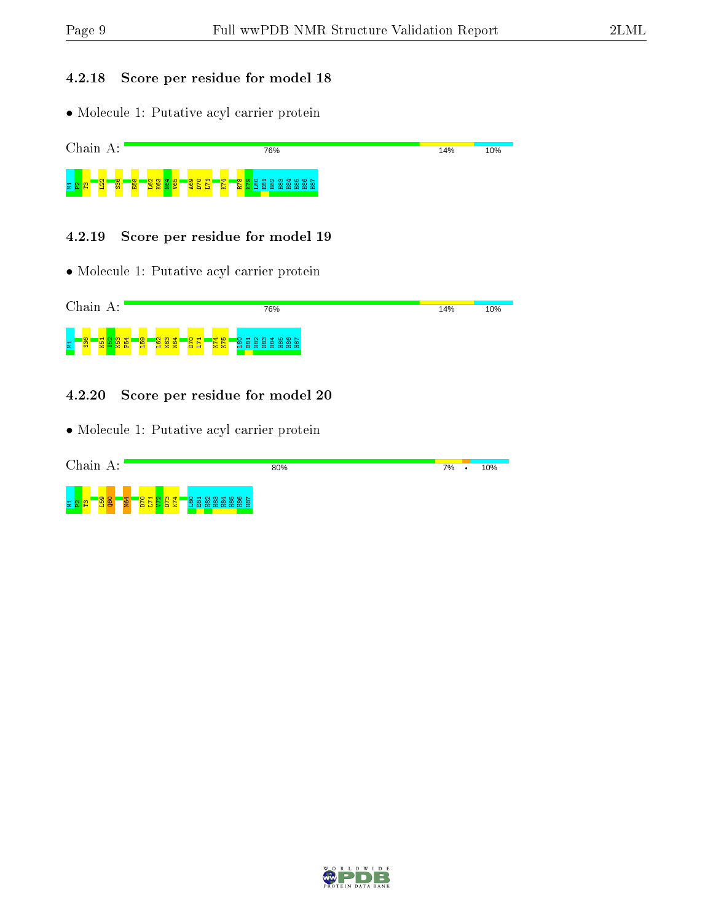### 4.2.18 Score per residue for model 18

- Molecule 1: Putative acyl carrier protein

Chain A: 76% 14% 10%

M1 P2 T3 L22 S36 E58 L62 K63 N64 V65 A69 D70 L71 K74 R78 K79 L80 E81 H82 H83 H84 H85 H86 H87

### 4.2.19 Score per residue for model 19

- Molecule 1: Putative acyl carrier protein

Chain A: 76% 14% 10%

M1 S36 K51 I52 K53 F54 L59 L62 K63 N64 D70 L71 K74 K75 L80 E81 H82 H83 H84 H85 H86 H87

### 4.2.20 Score per residue for model 20

- Molecule 1: Putative acyl carrier protein

Chain A: 80% 7% • 10%

M1 P2 T3 L59 Q60 N64 D70 L71 V72 D73 K74 L80 E81 H82 H83 H84 H85 H86 H87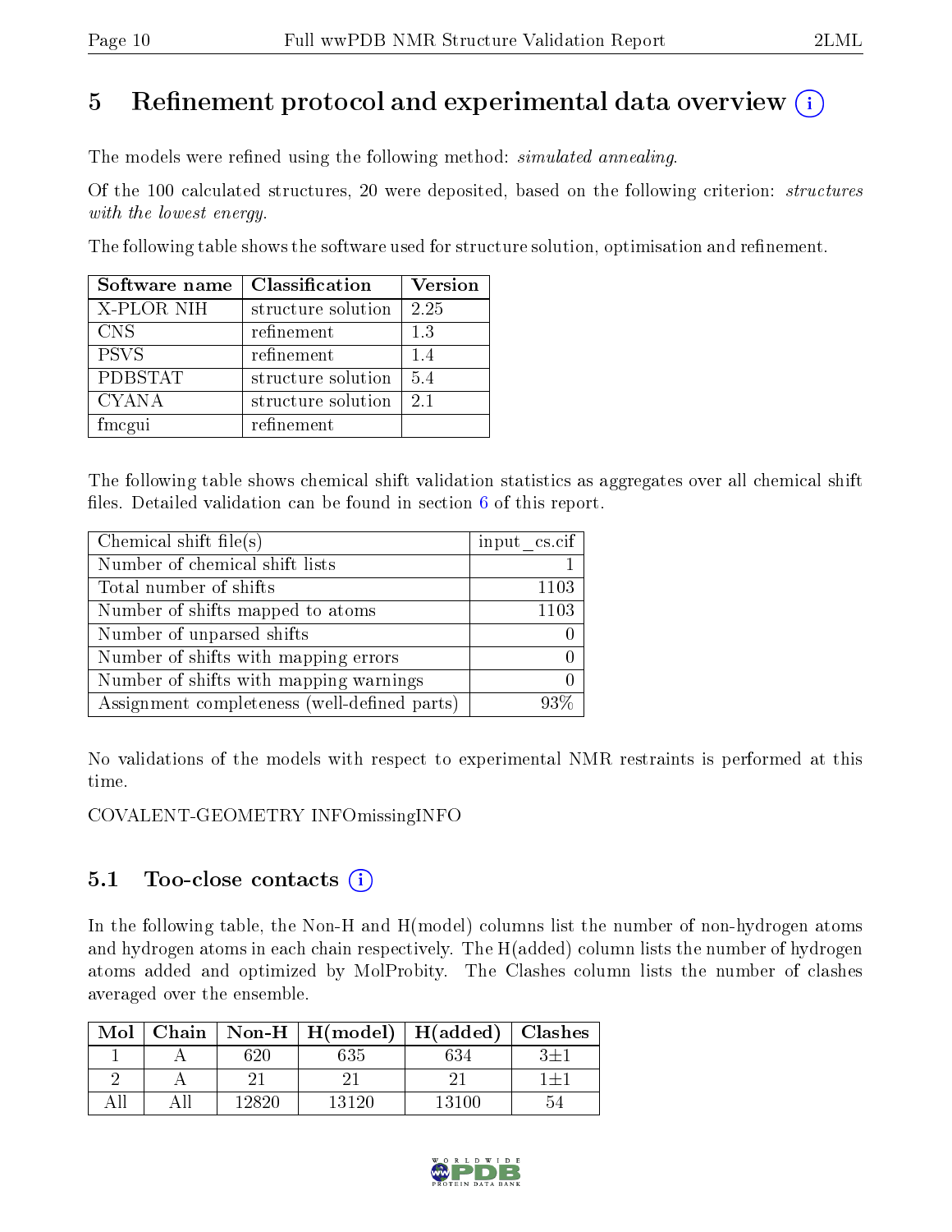# 5 Refinement protocol and experimental data overview (i)

The models were refined using the following method: *simulated annealing*.

Of the 100 calculated structures, 20 were deposited, based on the following criterion: *structures with the lowest energy*.

The following table shows the software used for structure solution, optimisation and refinement.

| Software name | Classification | Version |
|---|---|---|
| X-PLOR NIH | structure solution | 2.25 |
| CNS | refinement | 1.3 |
| PSVS | refinement | 1.4 |
| PDBSTAT | structure solution | 5.4 |
| CYANA | structure solution | 2.1 |
| fmcgui | refinement | |

The following table shows chemical shift validation statistics as aggregates over all chemical shift files. Detailed validation can be found in section 6 of this report.

| Chemical shift file(s) | input_cs.cif |
|---|---|
| Number of chemical shift lists | 1 |
| Total number of shifts | 1103 |
| Number of shifts mapped to atoms | 1103 |
| Number of unparsed shifts | 0 |
| Number of shifts with mapping errors | 0 |
| Number of shifts with mapping warnings | 0 |
| Assignment completeness (well-defined parts) | 93% |

No validations of the models with respect to experimental NMR restraints is performed at this time.

COVALENT-GEOMETRY INFOmissingINFO

## 5.1 Too-close contacts (i)

In the following table, the Non-H and H(model) columns list the number of non-hydrogen atoms and hydrogen atoms in each chain respectively. The H(added) column lists the number of hydrogen atoms added and optimized by MolProbity. The Clashes column lists the number of clashes averaged over the ensemble.

| Mol | Chain | Non-H | H(model) | H(added) | Clashes |
|---|---|---|---|---|---|
| 1 | A | 620 | 635 | 634 | 3±1 |
| 2 | A | 21 | 21 | 21 | 1±1 |
| All | All | 12820 | 13120 | 13100 | 54 |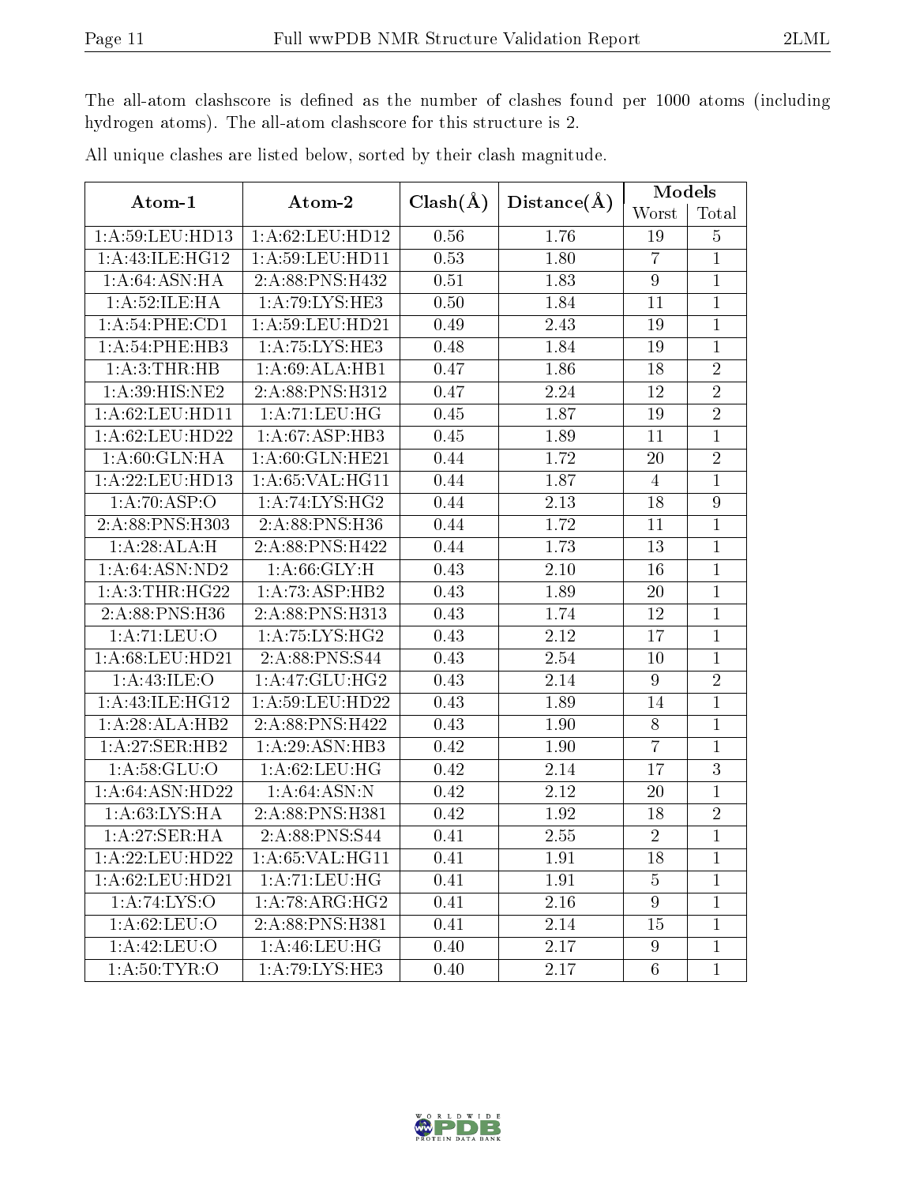The all-atom clashscore is defined as the number of clashes found per 1000 atoms (including hydrogen atoms). The all-atom clashscore for this structure is 2.

All unique clashes are listed below, sorted by their clash magnitude.

| Atom-1 | Atom-2 | Clash(Å) | Distance(Å) | Models | |
|---|---|---|---|---|---|
| | | | | Worst | Total |
| 1:A:59:LEU:HD13 | 1:A:62:LEU:HD12 | 0.56 | 1.76 | 19 | 5 |
| 1:A:43:ILE:HG12 | 1:A:59:LEU:HD11 | 0.53 | 1.80 | 7 | 1 |
| 1:A:64:ASN:HA | 2:A:88:PNS:H432 | 0.51 | 1.83 | 9 | 1 |
| 1:A:52:ILE:HA | 1:A:79:LYS:HE3 | 0.50 | 1.84 | 11 | 1 |
| 1:A:54:PHE:CD1 | 1:A:59:LEU:HD21 | 0.49 | 2.43 | 19 | 1 |
| 1:A:54:PHE:HB3 | 1:A:75:LYS:HE3 | 0.48 | 1.84 | 19 | 1 |
| 1:A:3:THR:HB | 1:A:69:ALA:HB1 | 0.47 | 1.86 | 18 | 2 |
| 1:A:39:HIS:NE2 | 2:A:88:PNS:H312 | 0.47 | 2.24 | 12 | 2 |
| 1:A:62:LEU:HD11 | 1:A:71:LEU:HG | 0.45 | 1.87 | 19 | 2 |
| 1:A:62:LEU:HD22 | 1:A:67:ASP:HB3 | 0.45 | 1.89 | 11 | 1 |
| 1:A:60:GLN:HA | 1:A:60:GLN:HE21 | 0.44 | 1.72 | 20 | 2 |
| 1:A:22:LEU:HD13 | 1:A:65:VAL:HG11 | 0.44 | 1.87 | 4 | 1 |
| 1:A:70:ASP:O | 1:A:74:LYS:HG2 | 0.44 | 2.13 | 18 | 9 |
| 2:A:88:PNS:H303 | 2:A:88:PNS:H36 | 0.44 | 1.72 | 11 | 1 |
| 1:A:28:ALA:H | 2:A:88:PNS:H422 | 0.44 | 1.73 | 13 | 1 |
| 1:A:64:ASN:ND2 | 1:A:66:GLY:H | 0.43 | 2.10 | 16 | 1 |
| 1:A:3:THR:HG22 | 1:A:73:ASP:HB2 | 0.43 | 1.89 | 20 | 1 |
| 2:A:88:PNS:H36 | 2:A:88:PNS:H313 | 0.43 | 1.74 | 12 | 1 |
| 1:A:71:LEU:O | 1:A:75:LYS:HG2 | 0.43 | 2.12 | 17 | 1 |
| 1:A:68:LEU:HD21 | 2:A:88:PNS:S44 | 0.43 | 2.54 | 10 | 1 |
| 1:A:43:ILE:O | 1:A:47:GLU:HG2 | 0.43 | 2.14 | 9 | 2 |
| 1:A:43:ILE:HG12 | 1:A:59:LEU:HD22 | 0.43 | 1.89 | 14 | 1 |
| 1:A:28:ALA:HB2 | 2:A:88:PNS:H422 | 0.43 | 1.90 | 8 | 1 |
| 1:A:27:SER:HB2 | 1:A:29:ASN:HB3 | 0.42 | 1.90 | 7 | 1 |
| 1:A:58:GLU:O | 1:A:62:LEU:HG | 0.42 | 2.14 | 17 | 3 |
| 1:A:64:ASN:HD22 | 1:A:64:ASN:N | 0.42 | 2.12 | 20 | 1 |
| 1:A:63:LYS:HA | 2:A:88:PNS:H381 | 0.42 | 1.92 | 18 | 2 |
| 1:A:27:SER:HA | 2:A:88:PNS:S44 | 0.41 | 2.55 | 2 | 1 |
| 1:A:22:LEU:HD22 | 1:A:65:VAL:HG11 | 0.41 | 1.91 | 18 | 1 |
| 1:A:62:LEU:HD21 | 1:A:71:LEU:HG | 0.41 | 1.91 | 5 | 1 |
| 1:A:74:LYS:O | 1:A:78:ARG:HG2 | 0.41 | 2.16 | 9 | 1 |
| 1:A:62:LEU:O | 2:A:88:PNS:H381 | 0.41 | 2.14 | 15 | 1 |
| 1:A:42:LEU:O | 1:A:46:LEU:HG | 0.40 | 2.17 | 9 | 1 |
| 1:A:50:TYR:O | 1:A:79:LYS:HE3 | 0.40 | 2.17 | 6 | 1 |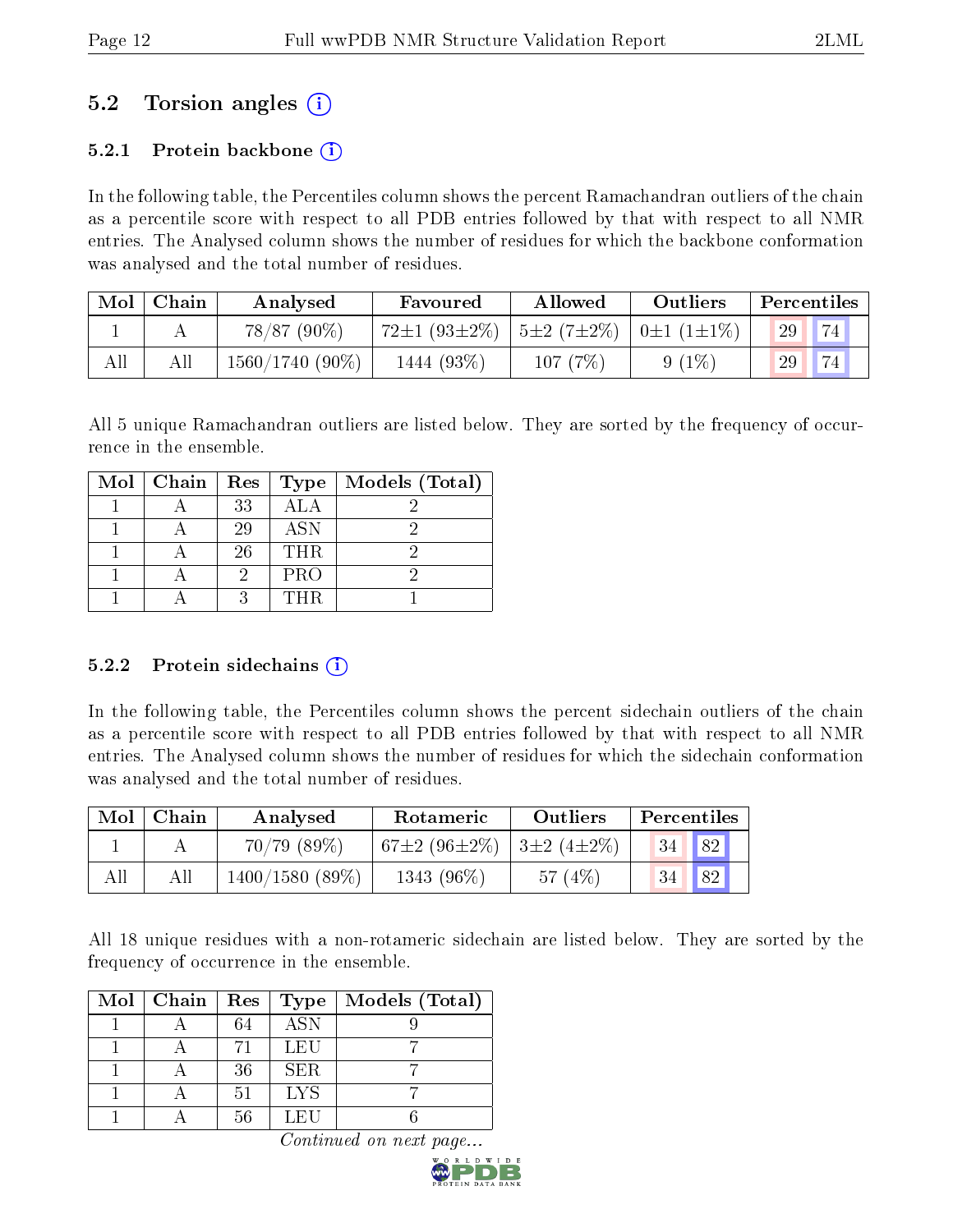## 5.2 Torsion angles (i)

### 5.2.1 Protein backbone (i)

In the following table, the Percentiles column shows the percent Ramachandran outliers of the chain as a percentile score with respect to all PDB entries followed by that with respect to all NMR entries. The Analysed column shows the number of residues for which the backbone conformation was analysed and the total number of residues.

| Mol | Chain | Analysed | Favoured | Allowed | Outliers | Percentiles | |
|---|---|---|---|---|---|---|---|
| 1 | A | 78/87 (90%) | 72±1 (93±2%) | 5±2 (7±2%) | 0±1 (1±1%) | 29 | 74 |
| All | All | 1560/1740 (90%) | 1444 (93%) | 107 (7%) | 9 (1%) | 29 | 74 |

All 5 unique Ramachandran outliers are listed below. They are sorted by the frequency of occurrence in the ensemble.

| Mol | Chain | Res | Type | Models (Total) |
|---|---|---|---|---|
| 1 | A | 33 | ALA | 2 |
| 1 | A | 29 | ASN | 2 |
| 1 | A | 26 | THR | 2 |
| 1 | A | 2 | PRO | 2 |
| 1 | A | 3 | THR | 1 |

### 5.2.2 Protein sidechains (i)

In the following table, the Percentiles column shows the percent sidechain outliers of the chain as a percentile score with respect to all PDB entries followed by that with respect to all NMR entries. The Analysed column shows the number of residues for which the sidechain conformation was analysed and the total number of residues.

| Mol | Chain | Analysed | Rotameric | Outliers | Percentiles | |
|---|---|---|---|---|---|---|
| 1 | A | 70/79 (89%) | 67±2 (96±2%) | 3±2 (4±2%) | 34 | 82 |
| All | All | 1400/1580 (89%) | 1343 (96%) | 57 (4%) | 34 | 82 |

All 18 unique residues with a non-rotameric sidechain are listed below. They are sorted by the frequency of occurrence in the ensemble.

| Mol | Chain | Res | Type | Models (Total) |
|---|---|---|---|---|
| 1 | A | 64 | ASN | 9 |
| 1 | A | 71 | LEU | 7 |
| 1 | A | 36 | SER | 7 |
| 1 | A | 51 | LYS | 7 |
| 1 | A | 56 | LEU | 6 |

*Continued on next page...*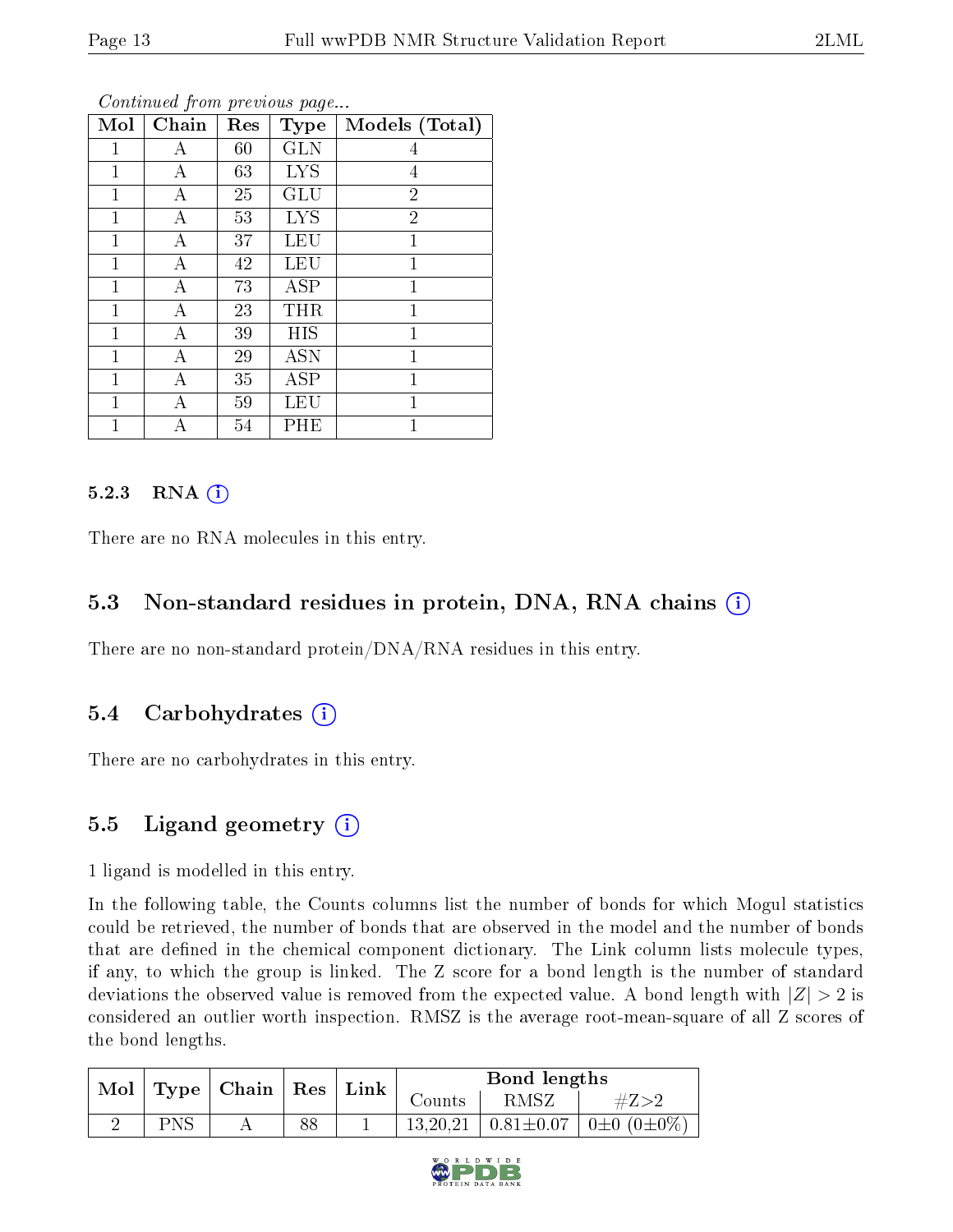*Continued from previous page...*

| Mol | Chain | Res | Type | Models (Total) |
|---|---|---|---|---|
| 1 | A | 60 | GLN | 4 |
| 1 | A | 63 | LYS | 4 |
| 1 | A | 25 | GLU | 2 |
| 1 | A | 53 | LYS | 2 |
| 1 | A | 37 | LEU | 1 |
| 1 | A | 42 | LEU | 1 |
| 1 | A | 73 | ASP | 1 |
| 1 | A | 23 | THR | 1 |
| 1 | A | 39 | HIS | 1 |
| 1 | A | 29 | ASN | 1 |
| 1 | A | 35 | ASP | 1 |
| 1 | A | 59 | LEU | 1 |
| 1 | A | 54 | PHE | 1 |

#### 5.2.3 RNA (i)

There are no RNA molecules in this entry.

### 5.3 Non-standard residues in protein, DNA, RNA chains (i)

There are no non-standard protein/DNA/RNA residues in this entry.

### 5.4 Carbohydrates (i)

There are no carbohydrates in this entry.

### 5.5 Ligand geometry (i)

1 ligand is modelled in this entry.

In the following table, the Counts columns list the number of bonds for which Mogul statistics could be retrieved, the number of bonds that are observed in the model and the number of bonds that are defined in the chemical component dictionary. The Link column lists molecule types, if any, to which the group is linked. The Z score for a bond length is the number of standard deviations the observed value is removed from the expected value. A bond length with $|Z| > 2$ is considered an outlier worth inspection. RMSZ is the average root-mean-square of all Z scores of the bond lengths.

| Mol | Type | Chain | Res | Link | Bond lengths | | |
|---|---|---|---|---|---|---|---|
| | | | | | Counts | RMSZ | #Z>2 |
| 2 | PNS | A | 88 | 1 | 13,20,21 | 0.81±0.07 | 0±0 (0±0%) |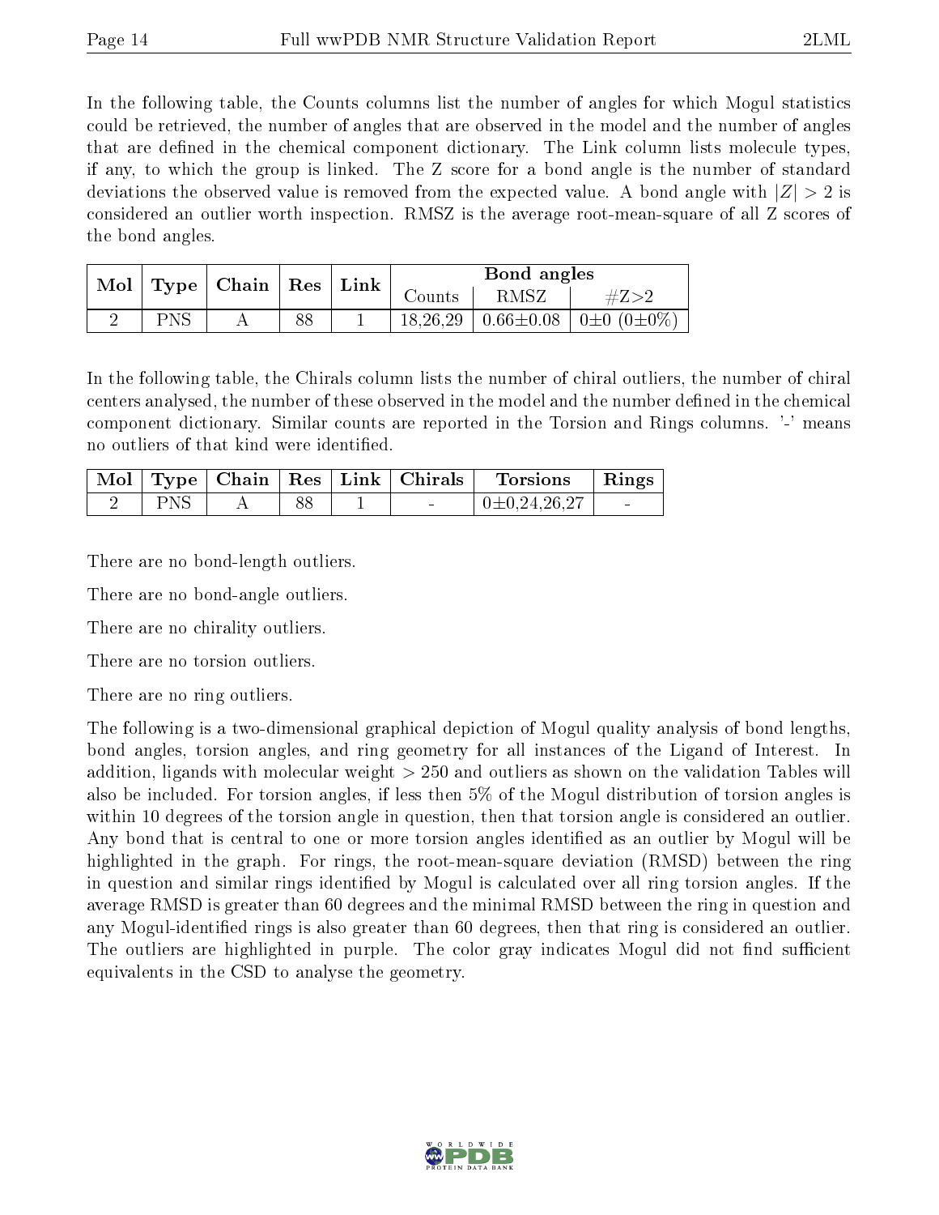In the following table, the Counts columns list the number of angles for which Mogul statistics could be retrieved, the number of angles that are observed in the model and the number of angles that are defined in the chemical component dictionary. The Link column lists molecule types, if any, to which the group is linked. The Z score for a bond angle is the number of standard deviations the observed value is removed from the expected value. A bond angle with $|Z| > 2$ is considered an outlier worth inspection. RMSZ is the average root-mean-square of all Z scores of the bond angles.

| Mol | Type | Chain | Res | Link | Bond angles | | |
|---|---|---|---|---|---|---|---|
| | | | | | Counts | RMSZ | #Z>2 |
| 2 | PNS | A | 88 | 1 | 18,26,29 | 0.66±0.08 | 0±0 (0±0%) |

In the following table, the Chirals column lists the number of chiral outliers, the number of chiral centers analysed, the number of these observed in the model and the number defined in the chemical component dictionary. Similar counts are reported in the Torsion and Rings columns. '-' means no outliers of that kind were identified.

| Mol | Type | Chain | Res | Link | Chirals | Torsions | Rings |
|---|---|---|---|---|---|---|---|
| 2 | PNS | A | 88 | 1 | - | 0±0,24,26,27 | - |

There are no bond-length outliers.

There are no bond-angle outliers.

There are no chirality outliers.

There are no torsion outliers.

There are no ring outliers.

The following is a two-dimensional graphical depiction of Mogul quality analysis of bond lengths, bond angles, torsion angles, and ring geometry for all instances of the Ligand of Interest. In addition, ligands with molecular weight > 250 and outliers as shown on the validation Tables will also be included. For torsion angles, if less then 5% of the Mogul distribution of torsion angles is within 10 degrees of the torsion angle in question, then that torsion angle is considered an outlier. Any bond that is central to one or more torsion angles identified as an outlier by Mogul will be highlighted in the graph. For rings, the root-mean-square deviation (RMSD) between the ring in question and similar rings identified by Mogul is calculated over all ring torsion angles. If the average RMSD is greater than 60 degrees and the minimal RMSD between the ring in question and any Mogul-identified rings is also greater than 60 degrees, then that ring is considered an outlier. The outliers are highlighted in purple. The color gray indicates Mogul did not find sufficient equivalents in the CSD to analyse the geometry.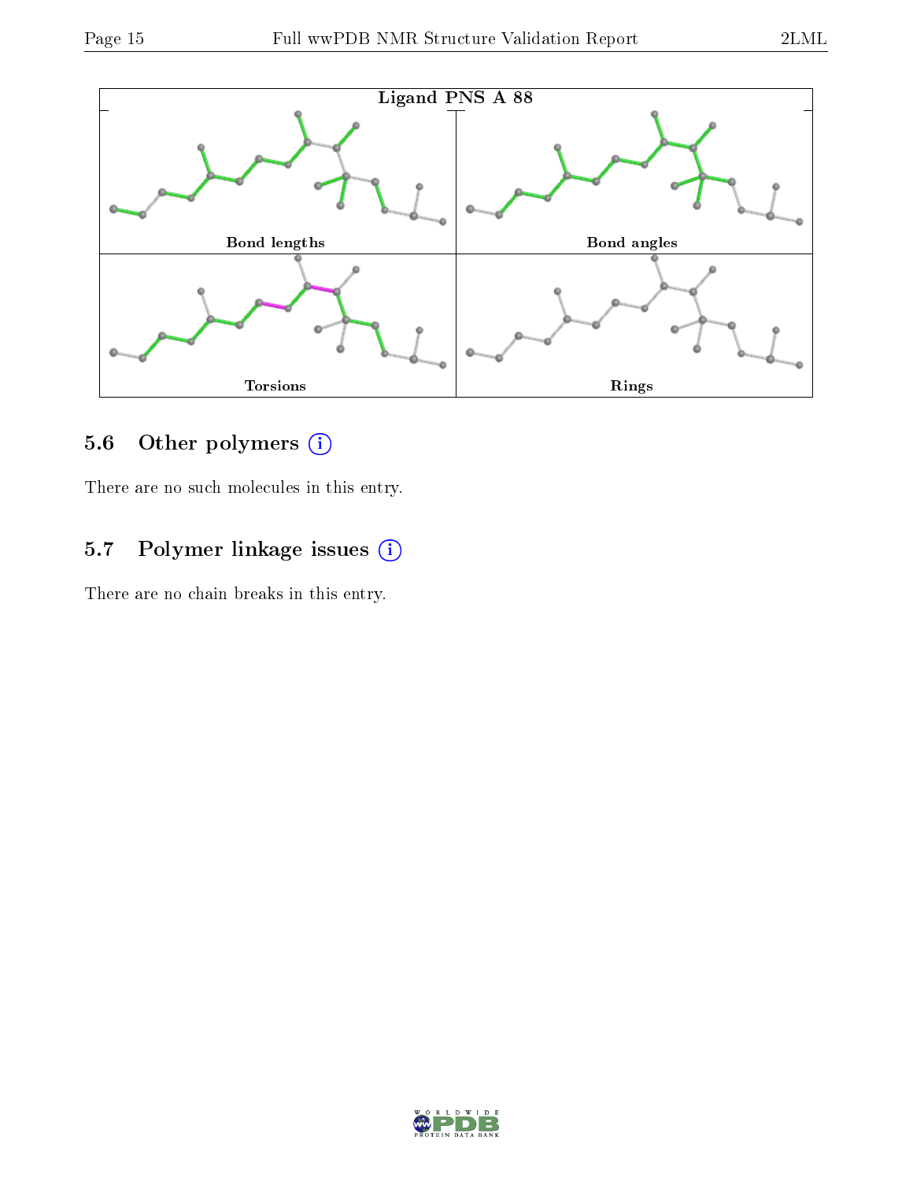Ligand PNS A 88

Bond lengths | Bond angles | Torsions | Rings

## 5.6 Other polymers (i)

There are no such molecules in this entry.

## 5.7 Polymer linkage issues (i)

There are no chain breaks in this entry.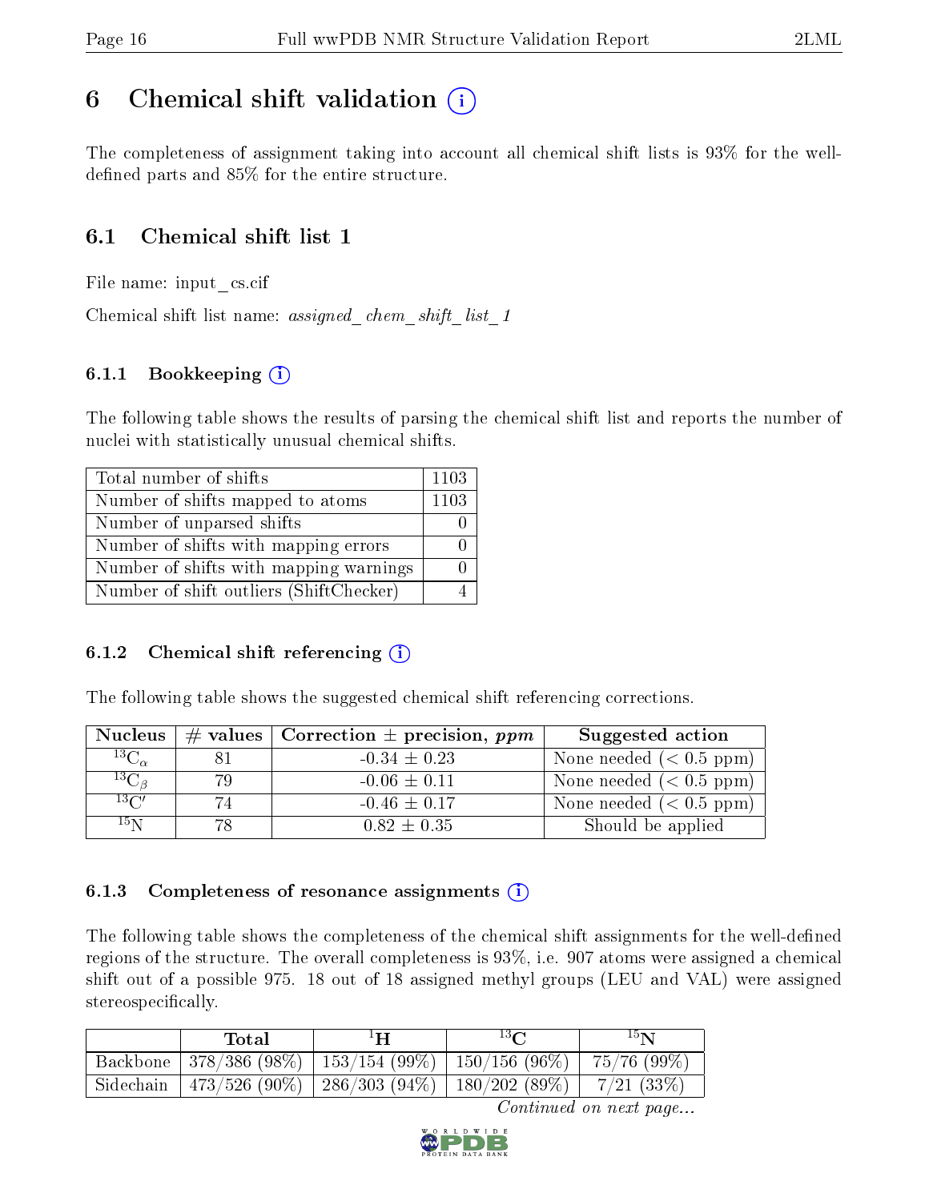# 6 Chemical shift validation (i)

The completeness of assignment taking into account all chemical shift lists is 93% for the well-defined parts and 85% for the entire structure.

## 6.1 Chemical shift list 1

File name: input_cs.cif

Chemical shift list name: *assigned_chem_shift_list_1*

### 6.1.1 Bookkeeping (i)

The following table shows the results of parsing the chemical shift list and reports the number of nuclei with statistically unusual chemical shifts.

| | |
|---|---|
| Total number of shifts | 1103 |
| Number of shifts mapped to atoms | 1103 |
| Number of unparsed shifts | 0 |
| Number of shifts with mapping errors | 0 |
| Number of shifts with mapping warnings | 0 |
| Number of shift outliers (ShiftChecker) | 4 |

### 6.1.2 Chemical shift referencing (i)

The following table shows the suggested chemical shift referencing corrections.

| Nucleus | # values | Correction ± precision, *ppm* | Suggested action |
|---|---|---|---|
| $^{13}C_{\alpha}$ | 81 | -0.34 ± 0.23 | None needed (< 0.5 ppm) |
| $^{13}C_{\beta}$ | 79 | -0.06 ± 0.11 | None needed (< 0.5 ppm) |
| $^{13}C'$ | 74 | -0.46 ± 0.17 | None needed (< 0.5 ppm) |
| $^{15}N$ | 78 | 0.82 ± 0.35 | Should be applied |

### 6.1.3 Completeness of resonance assignments (i)

The following table shows the completeness of the chemical shift assignments for the well-defined regions of the structure. The overall completeness is 93%, i.e. 907 atoms were assigned a chemical shift out of a possible 975. 18 out of 18 assigned methyl groups (LEU and VAL) were assigned stereospecifically.

| | Total | $^{1}H$ | $^{13}C$ | $^{15}N$ |
|---|---|---|---|---|
| Backbone | 378/386 (98%) | 153/154 (99%) | 150/156 (96%) | 75/76 (99%) |
| Sidechain | 473/526 (90%) | 286/303 (94%) | 180/202 (89%) | 7/21 (33%) |

*Continued on next page...*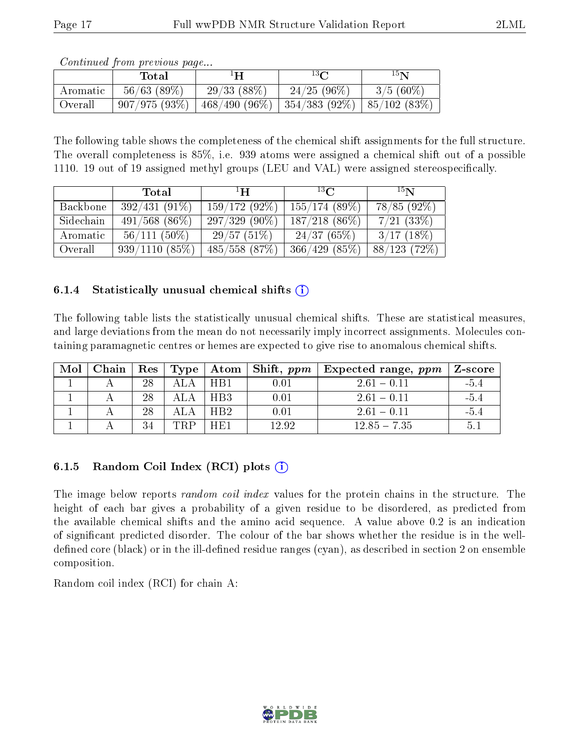*Continued from previous page...*

| | Total | $^{1}$H | $^{13}$C | $^{15}$N |
|---|---|---|---|---|
| Aromatic | 56/63 (89%) | 29/33 (88%) | 24/25 (96%) | 3/5 (60%) |
| Overall | 907/975 (93%) | 468/490 (96%) | 354/383 (92%) | 85/102 (83%) |

The following table shows the completeness of the chemical shift assignments for the full structure. The overall completeness is 85%, i.e. 939 atoms were assigned a chemical shift out of a possible 1110. 19 out of 19 assigned methyl groups (LEU and VAL) were assigned stereospecifically.

| | Total | $^{1}$H | $^{13}$C | $^{15}$N |
|---|---|---|---|---|
| Backbone | 392/431 (91%) | 159/172 (92%) | 155/174 (89%) | 78/85 (92%) |
| Sidechain | 491/568 (86%) | 297/329 (90%) | 187/218 (86%) | 7/21 (33%) |
| Aromatic | 56/111 (50%) | 29/57 (51%) | 24/37 (65%) | 3/17 (18%) |
| Overall | 939/1110 (85%) | 485/558 (87%) | 366/429 (85%) | 88/123 (72%) |

### 6.1.4 Statistically unusual chemical shifts (i)

The following table lists the statistically unusual chemical shifts. These are statistical measures, and large deviations from the mean do not necessarily imply incorrect assignments. Molecules containing paramagnetic centres or hemes are expected to give rise to anomalous chemical shifts.

| Mol | Chain | Res | Type | Atom | Shift, *ppm* | Expected range, *ppm* | Z-score |
|---|---|---|---|---|---|---|---|
| 1 | A | 28 | ALA | HB1 | 0.01 | 2.61 – 0.11 | -5.4 |
| 1 | A | 28 | ALA | HB3 | 0.01 | 2.61 – 0.11 | -5.4 |
| 1 | A | 28 | ALA | HB2 | 0.01 | 2.61 – 0.11 | -5.4 |
| 1 | A | 34 | TRP | HE1 | 12.92 | 12.85 – 7.35 | 5.1 |

### 6.1.5 Random Coil Index (RCI) plots (i)

The image below reports *random coil index* values for the protein chains in the structure. The height of each bar gives a probability of a given residue to be disordered, as predicted from the available chemical shifts and the amino acid sequence. A value above 0.2 is an indication of significant predicted disorder. The colour of the bar shows whether the residue is in the well-defined core (black) or in the ill-defined residue ranges (cyan), as described in section 2 on ensemble composition.

Random coil index (RCI) for chain A: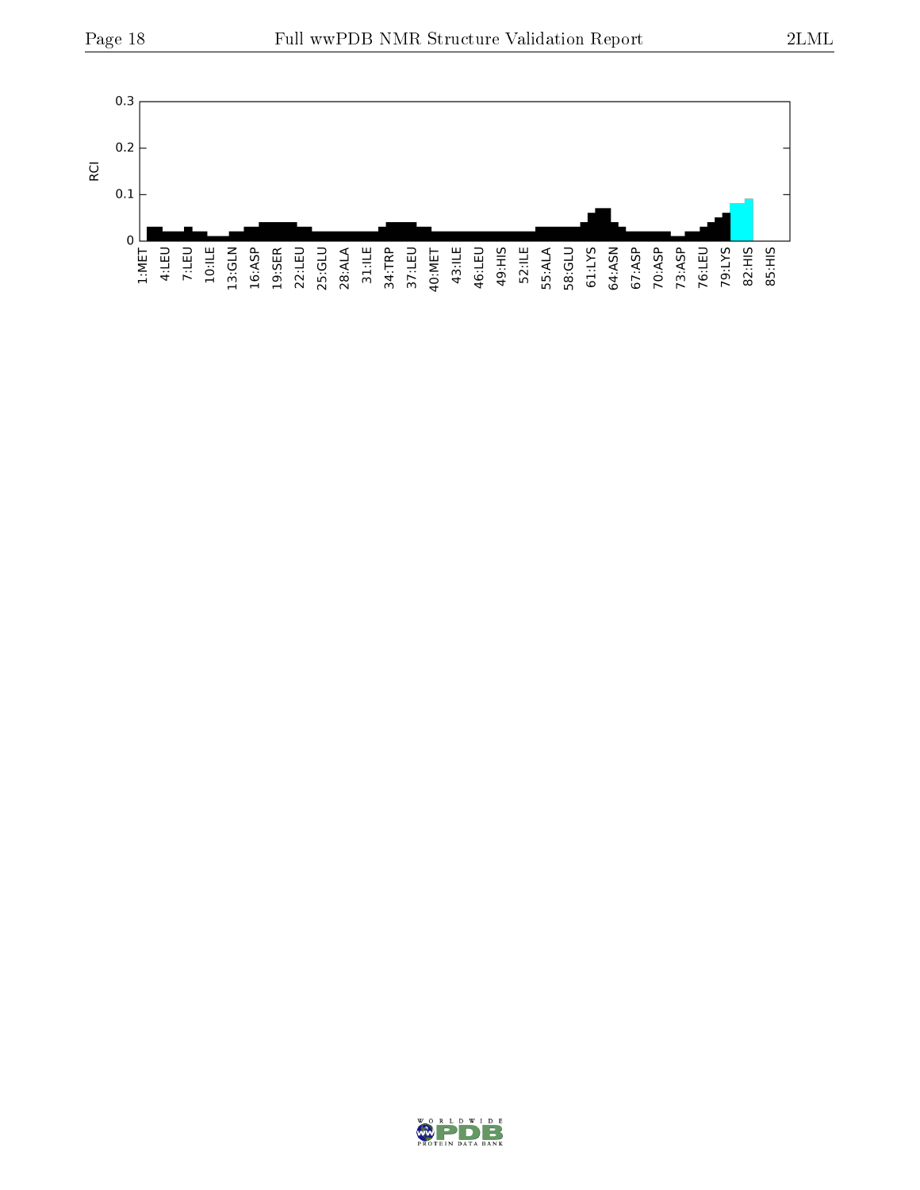RCI

0.3

0.2

0.1

0

1:MET
4:LEU
7:LEU
10:ILE
13:GLN
16:ASP
19:SER
22:LEU
25:GLU
28:ALA
31:ILE
34:TRP
37:LEU
40:MET
43:ILE
46:LEU
49:HIS
52:ILE
55:ALA
58:GLU
61:LYS
64:ASN
67:ASP
70:ASP
73:ASP
76:LEU
79:LYS
82:HIS
85:HIS